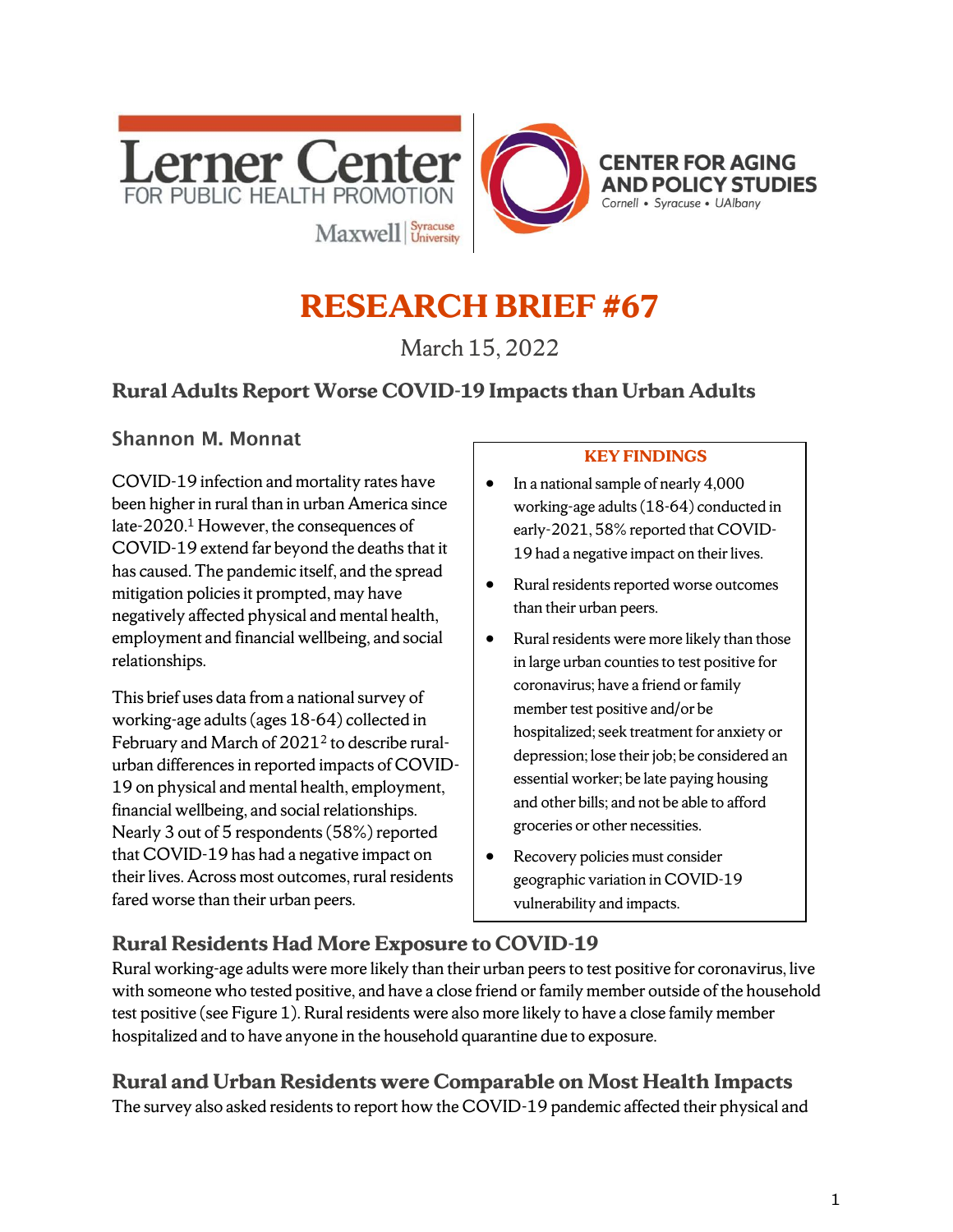Lerner Center FOR PUBLIC HEALTH PROMOTION

Maxwell | Syracuse University

CENTER FOR AGING AND POLICY STUDIES

Cornell • Syracuse • UAlbany

# RESEARCH BRIEF #67

March 15, 2022

## Rural Adults Report Worse COVID-19 Impacts than Urban Adults

### Shannon M. Monnat

COVID-19 infection and mortality rates have been higher in rural than in urban America since late-2020.[1] However, the consequences of COVID-19 extend far beyond the deaths that it has caused. The pandemic itself, and the spread mitigation policies it prompted, may have negatively affected physical and mental health, employment and financial wellbeing, and social relationships.

This brief uses data from a national survey of working-age adults (ages 18-64) collected in February and March of 2021[2] to describe rural-urban differences in reported impacts of COVID-19 on physical and mental health, employment, financial wellbeing, and social relationships. Nearly 3 out of 5 respondents (58%) reported that COVID-19 has had a negative impact on their lives. Across most outcomes, rural residents fared worse than their urban peers.

**KEY FINDINGS**

- In a national sample of nearly 4,000 working-age adults (18-64) conducted in early-2021, 58% reported that COVID-19 had a negative impact on their lives.
- Rural residents reported worse outcomes than their urban peers.
- Rural residents were more likely than those in large urban counties to test positive for coronavirus; have a friend or family member test positive and/or be hospitalized; seek treatment for anxiety or depression; lose their job; be considered an essential worker; be late paying housing and other bills; and not be able to afford groceries or other necessities.
- Recovery policies must consider geographic variation in COVID-19 vulnerability and impacts.

## Rural Residents Had More Exposure to COVID-19

Rural working-age adults were more likely than their urban peers to test positive for coronavirus, live with someone who tested positive, and have a close friend or family member outside of the household test positive (see Figure 1). Rural residents were also more likely to have a close family member hospitalized and to have anyone in the household quarantine due to exposure.

## Rural and Urban Residents were Comparable on Most Health Impacts

The survey also asked residents to report how the COVID-19 pandemic affected their physical and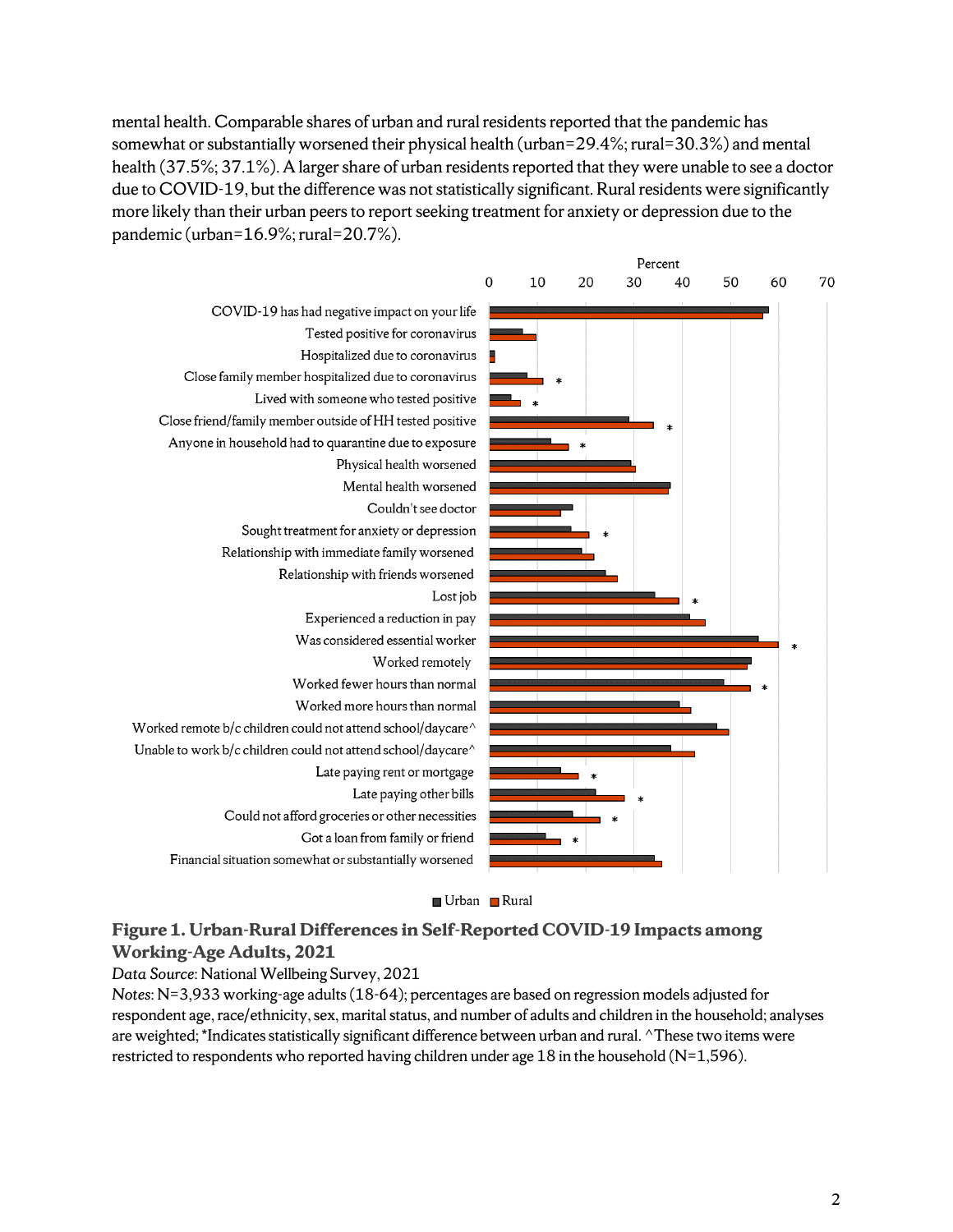mental health. Comparable shares of urban and rural residents reported that the pandemic has somewhat or substantially worsened their physical health (urban=29.4%; rural=30.3%) and mental health (37.5%; 37.1%). A larger share of urban residents reported that they were unable to see a doctor due to COVID-19, but the difference was not statistically significant. Rural residents were significantly more likely than their urban peers to report seeking treatment for anxiety or depression due to the pandemic (urban=16.9%; rural=20.7%).

**Figure 1. Urban-Rural Differences in Self-Reported COVID-19 Impacts among Working-Age Adults, 2021**

*Data Source*: National Wellbeing Survey, 2021

*Notes*: N=3,933 working-age adults (18-64); percentages are based on regression models adjusted for respondent age, race/ethnicity, sex, marital status, and number of adults and children in the household; analyses are weighted; *Indicates statistically significant difference between urban and rural. ^These two items were restricted to respondents who reported having children under age 18 in the household (N=1,596).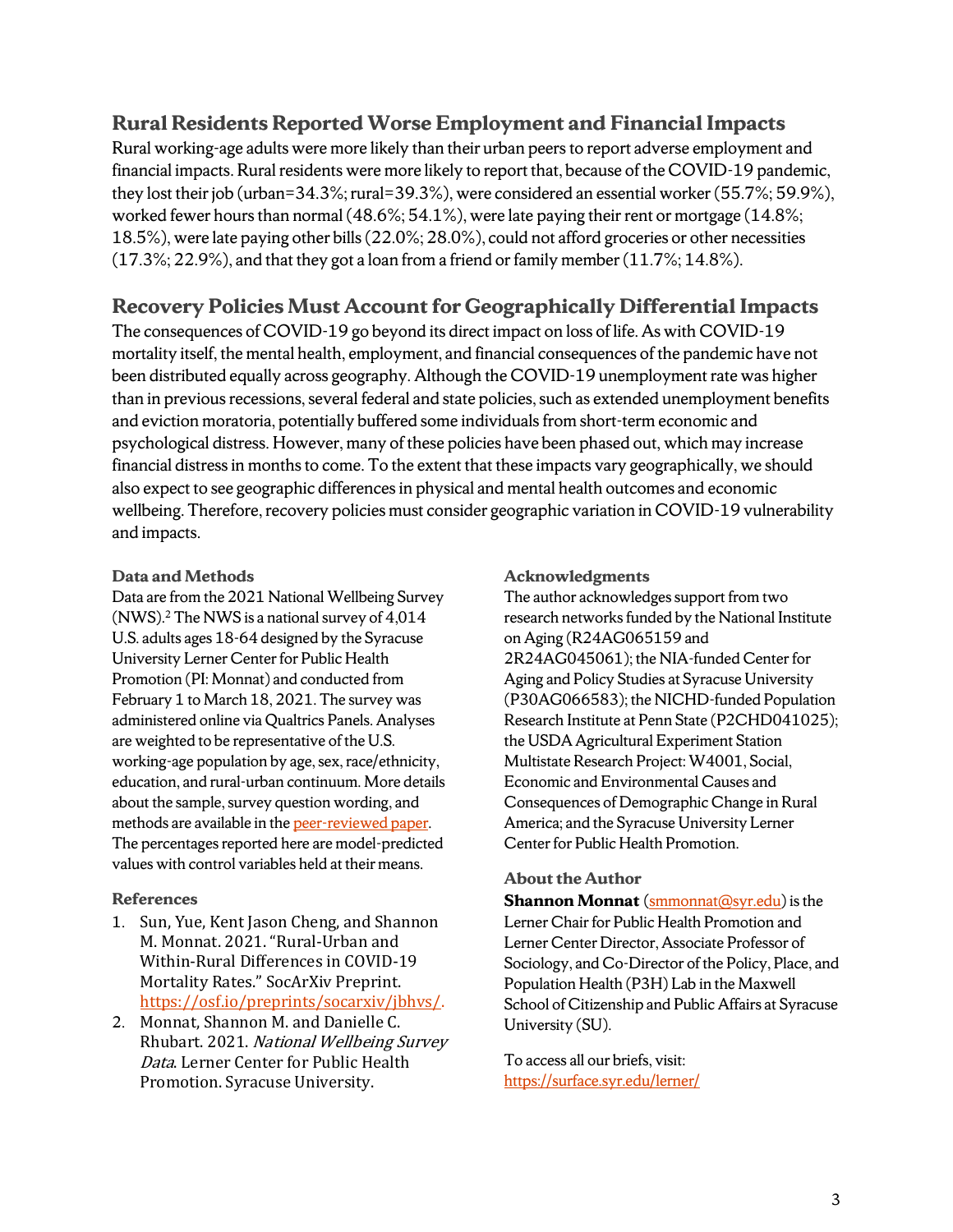## Rural Residents Reported Worse Employment and Financial Impacts

Rural working-age adults were more likely than their urban peers to report adverse employment and financial impacts. Rural residents were more likely to report that, because of the COVID-19 pandemic, they lost their job (urban=34.3%; rural=39.3%), were considered an essential worker (55.7%; 59.9%), worked fewer hours than normal (48.6%; 54.1%), were late paying their rent or mortgage (14.8%; 18.5%), were late paying other bills (22.0%; 28.0%), could not afford groceries or other necessities (17.3%; 22.9%), and that they got a loan from a friend or family member (11.7%; 14.8%).

## Recovery Policies Must Account for Geographically Differential Impacts

The consequences of COVID-19 go beyond its direct impact on loss of life. As with COVID-19 mortality itself, the mental health, employment, and financial consequences of the pandemic have not been distributed equally across geography. Although the COVID-19 unemployment rate was higher than in previous recessions, several federal and state policies, such as extended unemployment benefits and eviction moratoria, potentially buffered some individuals from short-term economic and psychological distress. However, many of these policies have been phased out, which may increase financial distress in months to come. To the extent that these impacts vary geographically, we should also expect to see geographic differences in physical and mental health outcomes and economic wellbeing. Therefore, recovery policies must consider geographic variation in COVID-19 vulnerability and impacts.

### Data and Methods

Data are from the 2021 National Wellbeing Survey (NWS).[2] The NWS is a national survey of 4,014 U.S. adults ages 18-64 designed by the Syracuse University Lerner Center for Public Health Promotion (PI: Monnat) and conducted from February 1 to March 18, 2021. The survey was administered online via Qualtrics Panels. Analyses are weighted to be representative of the U.S. working-age population by age, sex, race/ethnicity, education, and rural-urban continuum. More details about the sample, survey question wording, and methods are available in the peer-reviewed paper. The percentages reported here are model-predicted values with control variables held at their means.

### References

1. Sun, Yue, Kent Jason Cheng, and Shannon M. Monnat. 2021. "Rural-Urban and Within-Rural Differences in COVID-19 Mortality Rates." SocArXiv Preprint. https://osf.io/preprints/socarxiv/jbhvs/.
2. Monnat, Shannon M. and Danielle C. Rhubart. 2021. *National Wellbeing Survey Data*. Lerner Center for Public Health Promotion. Syracuse University.

### Acknowledgments

The author acknowledges support from two research networks funded by the National Institute on Aging (R24AG065159 and 2R24AG045061); the NIA-funded Center for Aging and Policy Studies at Syracuse University (P30AG066583); the NICHD-funded Population Research Institute at Penn State (P2CHD041025); the USDA Agricultural Experiment Station Multistate Research Project: W4001, Social, Economic and Environmental Causes and Consequences of Demographic Change in Rural America; and the Syracuse University Lerner Center for Public Health Promotion.

### About the Author

**Shannon Monnat** (smmonnat@syr.edu) is the Lerner Chair for Public Health Promotion and Lerner Center Director, Associate Professor of Sociology, and Co-Director of the Policy, Place, and Population Health (P3H) Lab in the Maxwell School of Citizenship and Public Affairs at Syracuse University (SU).

To access all our briefs, visit: https://surface.syr.edu/lerner/